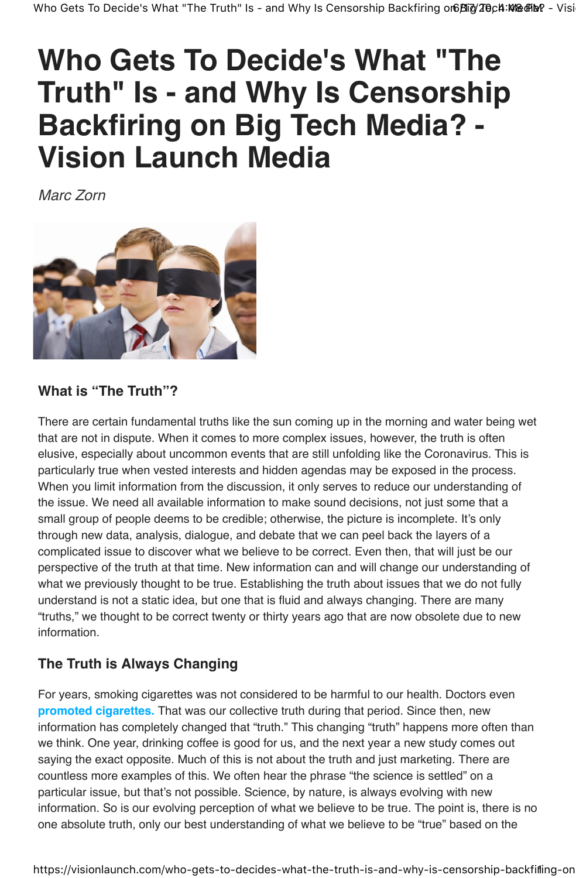# Who Gets To Decide's What "The Truth" Is - and Why Is Censorship Backfiring on Big Tech Media? - Vision Launch Media

*Marc Zorn*

### What is "The Truth"?

There are certain fundamental truths like the sun coming up in the morning and water being wet that are not in dispute. When it comes to more complex issues, however, the truth is often elusive, especially about uncommon events that are still unfolding like the Coronavirus. This is particularly true when vested interests and hidden agendas may be exposed in the process. When you limit information from the discussion, it only serves to reduce our understanding of the issue. We need all available information to make sound decisions, not just some that a small group of people deems to be credible; otherwise, the picture is incomplete. It's only through new data, analysis, dialogue, and debate that we can peel back the layers of a complicated issue to discover what we believe to be correct. Even then, that will just be our perspective of the truth at that time. New information can and will change our understanding of what we previously thought to be true. Establishing the truth about issues that we do not fully understand is not a static idea, but one that is fluid and always changing. There are many "truths," we thought to be correct twenty or thirty years ago that are now obsolete due to new information.

### The Truth is Always Changing

For years, smoking cigarettes was not considered to be harmful to our health. Doctors even **promoted cigarettes.** That was our collective truth during that period. Since then, new information has completely changed that "truth." This changing "truth" happens more often than we think. One year, drinking coffee is good for us, and the next year a new study comes out saying the exact opposite. Much of this is not about the truth and just marketing. There are countless more examples of this. We often hear the phrase "the science is settled" on a particular issue, but that's not possible. Science, by nature, is always evolving with new information. So is our evolving perception of what we believe to be true. The point is, there is no one absolute truth, only our best understanding of what we believe to be "true" based on the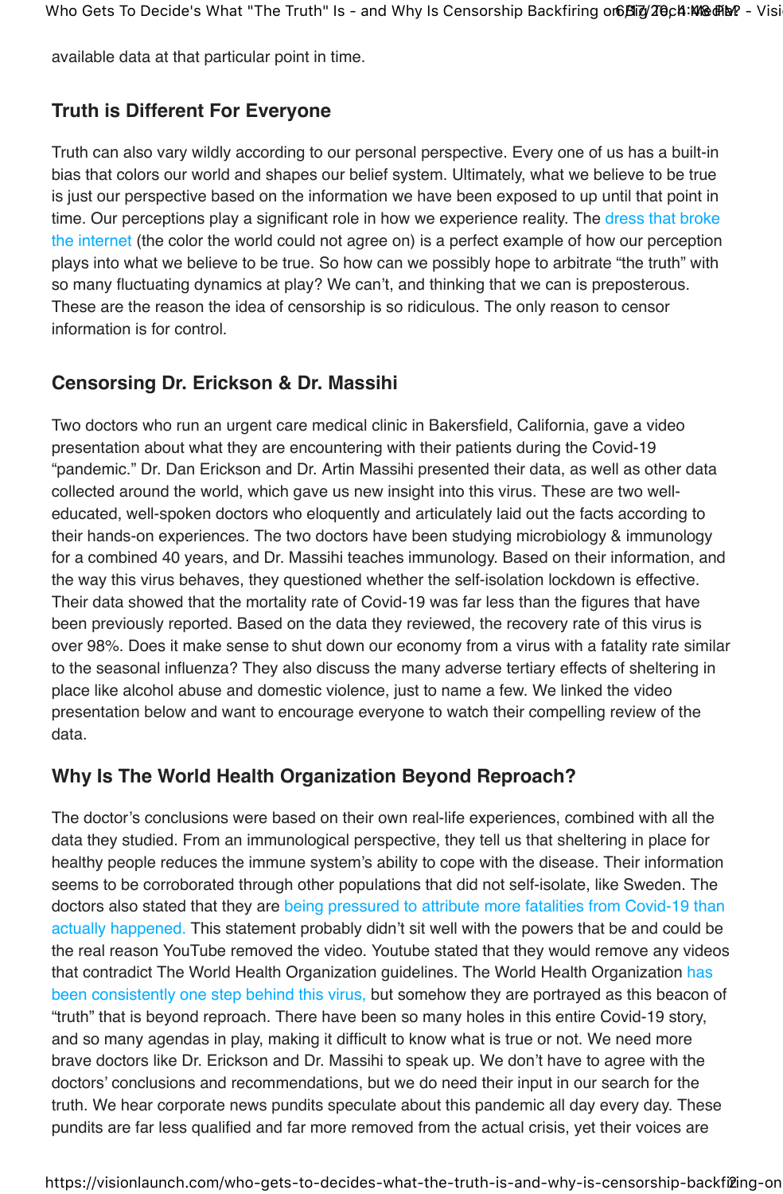available data at that particular point in time.

## Truth is Different For Everyone

Truth can also vary wildly according to our personal perspective. Every one of us has a built-in bias that colors our world and shapes our belief system. Ultimately, what we believe to be true is just our perspective based on the information we have been exposed to up until that point in time. Our perceptions play a significant role in how we experience reality. The dress that broke the internet (the color the world could not agree on) is a perfect example of how our perception plays into what we believe to be true. So how can we possibly hope to arbitrate "the truth" with so many fluctuating dynamics at play? We can't, and thinking that we can is preposterous. These are the reason the idea of censorship is so ridiculous. The only reason to censor information is for control.

## Censoring Dr. Erickson & Dr. Massihi

Two doctors who run an urgent care medical clinic in Bakersfield, California, gave a video presentation about what they are encountering with their patients during the Covid-19 "pandemic." Dr. Dan Erickson and Dr. Artin Massihi presented their data, as well as other data collected around the world, which gave us new insight into this virus. These are two well-educated, well-spoken doctors who eloquently and articulately laid out the facts according to their hands-on experiences. The two doctors have been studying microbiology & immunology for a combined 40 years, and Dr. Massihi teaches immunology. Based on their information, and the way this virus behaves, they questioned whether the self-isolation lockdown is effective. Their data showed that the mortality rate of Covid-19 was far less than the figures that have been previously reported. Based on the data they reviewed, the recovery rate of this virus is over 98%. Does it make sense to shut down our economy from a virus with a fatality rate similar to the seasonal influenza? They also discuss the many adverse tertiary effects of sheltering in place like alcohol abuse and domestic violence, just to name a few. We linked the video presentation below and want to encourage everyone to watch their compelling review of the data.

## Why Is The World Health Organization Beyond Reproach?

The doctor's conclusions were based on their own real-life experiences, combined with all the data they studied. From an immunological perspective, they tell us that sheltering in place for healthy people reduces the immune system's ability to cope with the disease. Their information seems to be corroborated through other populations that did not self-isolate, like Sweden. The doctors also stated that they are being pressured to attribute more fatalities from Covid-19 than actually happened. This statement probably didn't sit well with the powers that be and could be the real reason YouTube removed the video. Youtube stated that they would remove any videos that contradict The World Health Organization guidelines. The World Health Organization has been consistently one step behind this virus, but somehow they are portrayed as this beacon of "truth" that is beyond reproach. There have been so many holes in this entire Covid-19 story, and so many agendas in play, making it difficult to know what is true or not. We need more brave doctors like Dr. Erickson and Dr. Massihi to speak up. We don't have to agree with the doctors' conclusions and recommendations, but we do need their input in our search for the truth. We hear corporate news pundits speculate about this pandemic all day every day. These pundits are far less qualified and far more removed from the actual crisis, yet their voices are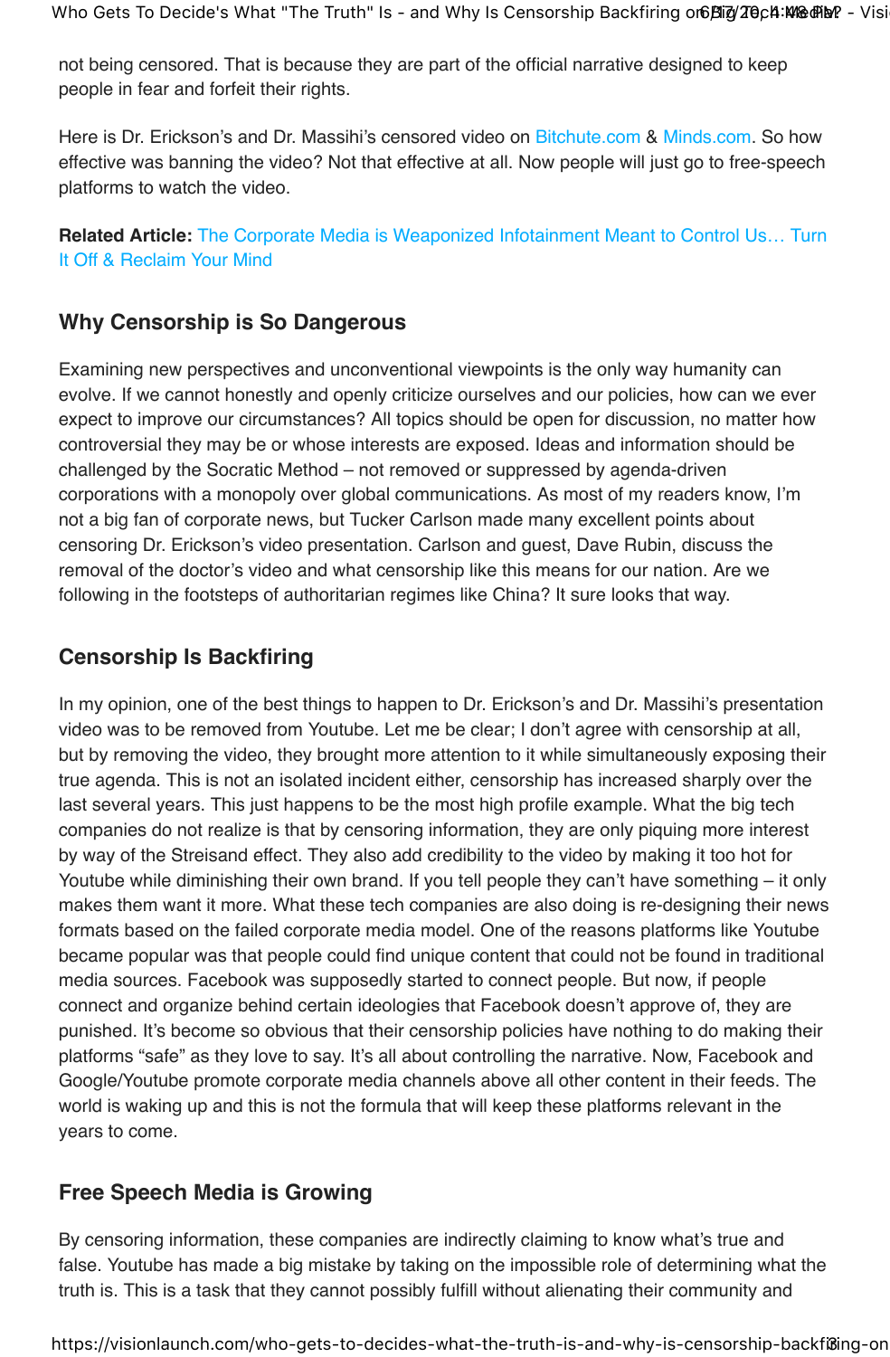not being censored. That is because they are part of the official narrative designed to keep people in fear and forfeit their rights.

Here is Dr. Erickson's and Dr. Massihi's censored video on Bitchute.com & Minds.com. So how effective was banning the video? Not that effective at all. Now people will just go to free-speech platforms to watch the video.

**Related Article:** The Corporate Media is Weaponized Infotainment Meant to Control Us… Turn It Off & Reclaim Your Mind

## Why Censorship is So Dangerous

Examining new perspectives and unconventional viewpoints is the only way humanity can evolve. If we cannot honestly and openly criticize ourselves and our policies, how can we ever expect to improve our circumstances? All topics should be open for discussion, no matter how controversial they may be or whose interests are exposed. Ideas and information should be challenged by the Socratic Method – not removed or suppressed by agenda-driven corporations with a monopoly over global communications. As most of my readers know, I'm not a big fan of corporate news, but Tucker Carlson made many excellent points about censoring Dr. Erickson's video presentation. Carlson and guest, Dave Rubin, discuss the removal of the doctor's video and what censorship like this means for our nation. Are we following in the footsteps of authoritarian regimes like China? It sure looks that way.

## Censorship Is Backfiring

In my opinion, one of the best things to happen to Dr. Erickson's and Dr. Massihi's presentation video was to be removed from Youtube. Let me be clear; I don't agree with censorship at all, but by removing the video, they brought more attention to it while simultaneously exposing their true agenda. This is not an isolated incident either, censorship has increased sharply over the last several years. This just happens to be the most high profile example. What the big tech companies do not realize is that by censoring information, they are only piquing more interest by way of the Streisand effect. They also add credibility to the video by making it too hot for Youtube while diminishing their own brand. If you tell people they can't have something – it only makes them want it more. What these tech companies are also doing is re-designing their news formats based on the failed corporate media model. One of the reasons platforms like Youtube became popular was that people could find unique content that could not be found in traditional media sources. Facebook was supposedly started to connect people. But now, if people connect and organize behind certain ideologies that Facebook doesn't approve of, they are punished. It's become so obvious that their censorship policies have nothing to do making their platforms "safe" as they love to say. It's all about controlling the narrative. Now, Facebook and Google/Youtube promote corporate media channels above all other content in their feeds. The world is waking up and this is not the formula that will keep these platforms relevant in the years to come.

## Free Speech Media is Growing

By censoring information, these companies are indirectly claiming to know what's true and false. Youtube has made a big mistake by taking on the impossible role of determining what the truth is. This is a task that they cannot possibly fulfill without alienating their community and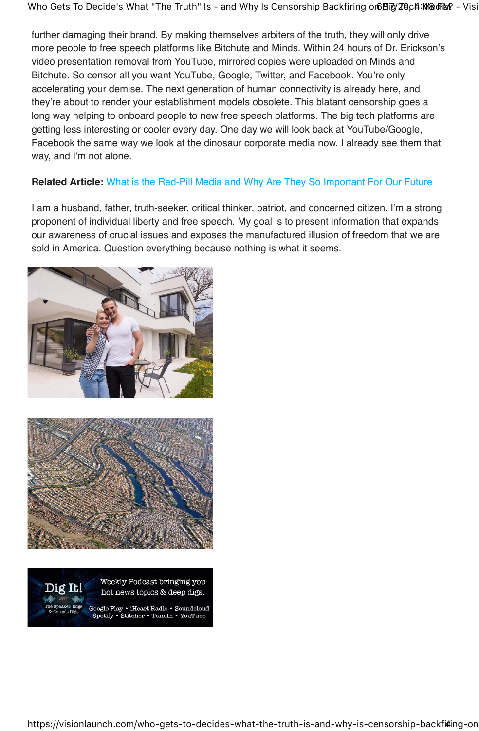further damaging their brand. By making themselves arbiters of the truth, they will only drive more people to free speech platforms like Bitchute and Minds. Within 24 hours of Dr. Erickson's video presentation removal from YouTube, mirrored copies were uploaded on Minds and Bitchute. So censor all you want YouTube, Google, Twitter, and Facebook. You're only accelerating your demise. The next generation of human connectivity is already here, and they're about to render your establishment models obsolete. This blatant censorship goes a long way helping to onboard people to new free speech platforms. The big tech platforms are getting less interesting or cooler every day. One day we will look back at YouTube/Google, Facebook the same way we look at the dinosaur corporate media now. I already see them that way, and I'm not alone.

**Related Article:** What is the Red-Pill Media and Why Are They So Important For Our Future

I am a husband, father, truth-seeker, critical thinker, patriot, and concerned citizen. I'm a strong proponent of individual liberty and free speech. My goal is to present information that expands our awareness of crucial issues and exposes the manufactured illusion of freedom that we are sold in America. Question everything because nothing is what it seems.